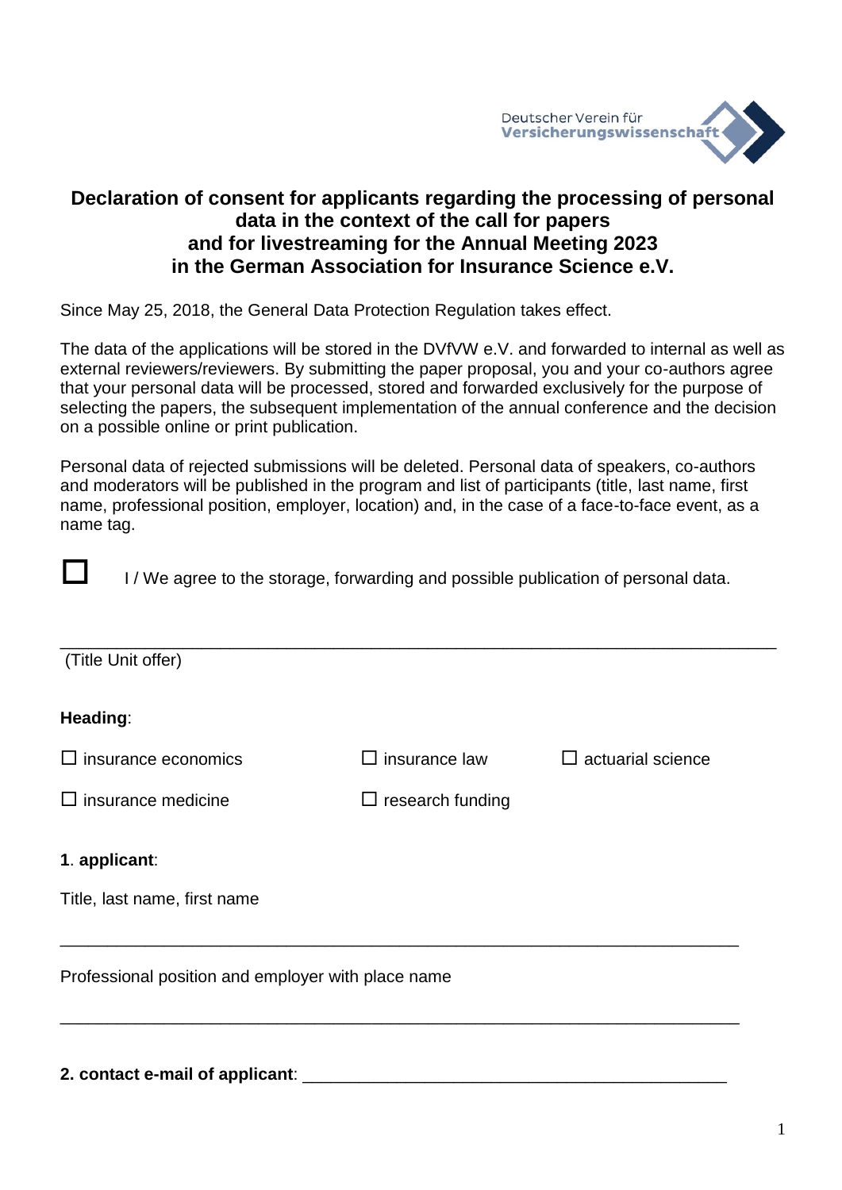Deutscher Verein für **Versicherungswissenschaft**

# Declaration of consent for applicants regarding the processing of personal data in the context of the call for papers and for livestreaming for the Annual Meeting 2023 in the German Association for Insurance Science e.V.

Since May 25, 2018, the General Data Protection Regulation takes effect.

The data of the applications will be stored in the DVfVW e.V. and forwarded to internal as well as external reviewers/reviewers. By submitting the paper proposal, you and your co-authors agree that your personal data will be processed, stored and forwarded exclusively for the purpose of selecting the papers, the subsequent implementation of the annual conference and the decision on a possible online or print publication.

Personal data of rejected submissions will be deleted. Personal data of speakers, co-authors and moderators will be published in the program and list of participants (title, last name, first name, professional position, employer, location) and, in the case of a face-to-face event, as a name tag.

☐ I / We agree to the storage, forwarding and possible publication of personal data.

______________________________________________________________________

(Title Unit offer)

**Heading**:

☐ insurance economics ☐ insurance law ☐ actuarial science

☐ insurance medicine ☐ research funding

**1. applicant**:

Title, last name, first name

______________________________________________________________________

Professional position and employer with place name

______________________________________________________________________

**2. contact e-mail of applicant**: ____________________________________________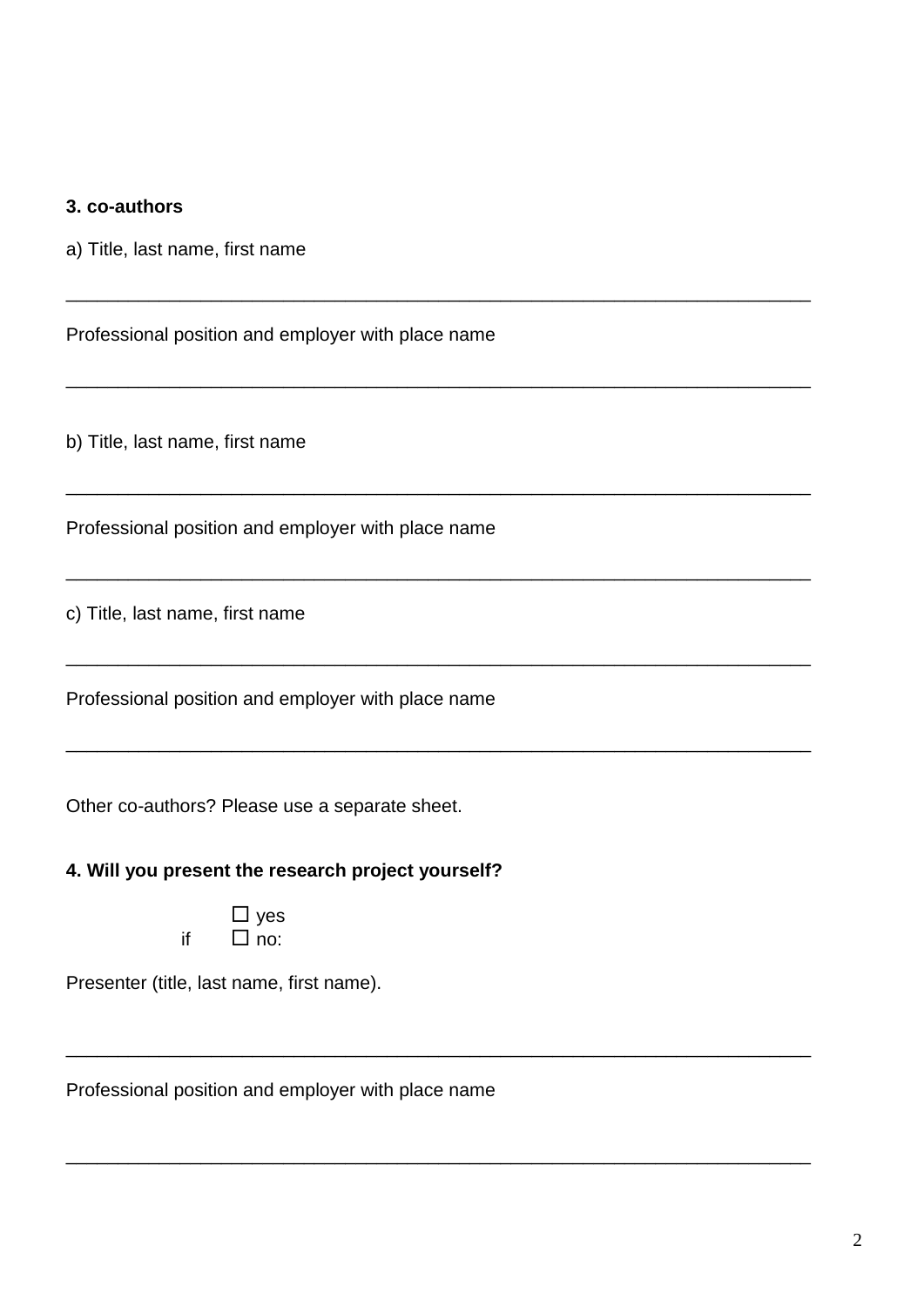**3. co-authors**

a) Title, last name, first name

___________________________________________________________________________

Professional position and employer with place name

___________________________________________________________________________

b) Title, last name, first name

___________________________________________________________________________

Professional position and employer with place name

___________________________________________________________________________

c) Title, last name, first name

___________________________________________________________________________

Professional position and employer with place name

___________________________________________________________________________

Other co-authors? Please use a separate sheet.

**4. Will you present the research project yourself?**

☐ yes

if ☐ no:

Presenter (title, last name, first name).

___________________________________________________________________________

Professional position and employer with place name

___________________________________________________________________________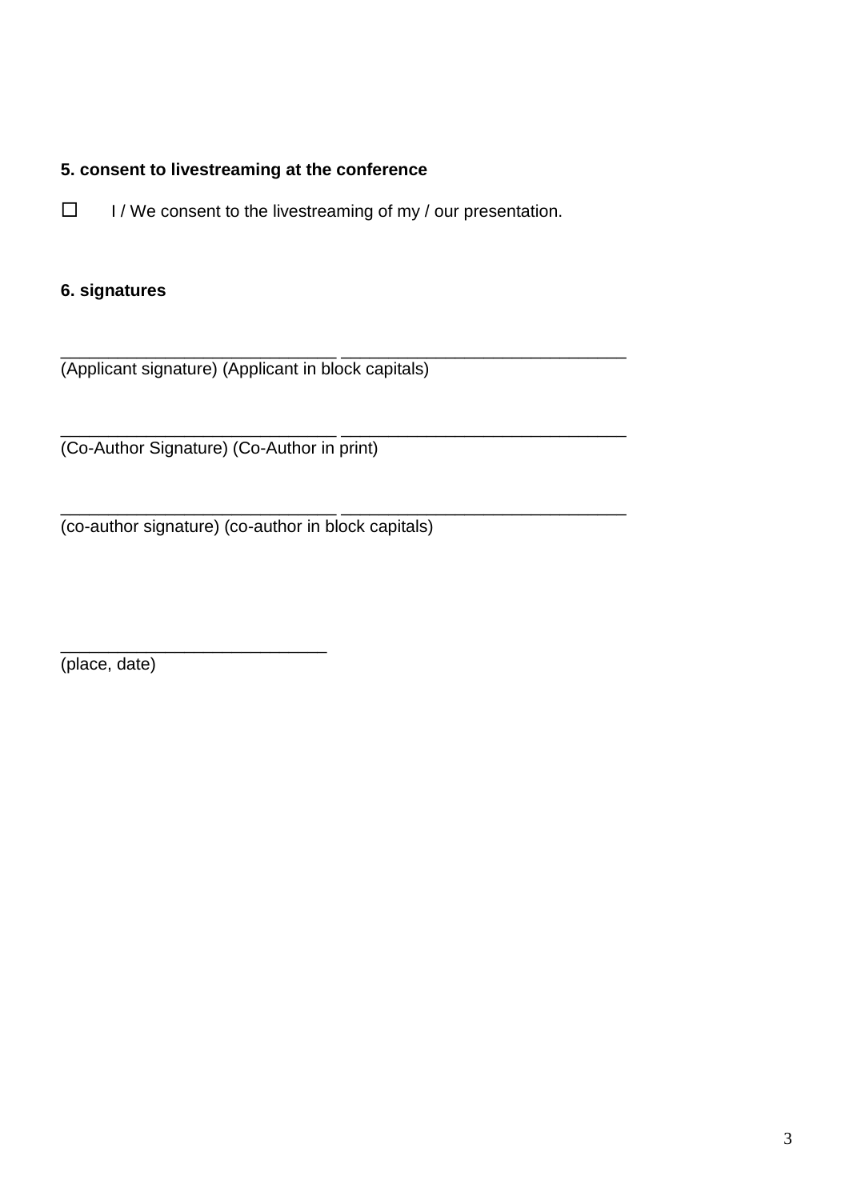**5. consent to livestreaming at the conference**

☐ I / We consent to the livestreaming of my / our presentation.

**6. signatures**

______________________________ _______________________________
(Applicant signature) (Applicant in block capitals)

______________________________ _______________________________
(Co-Author Signature) (Co-Author in print)

______________________________ _______________________________
(co-author signature) (co-author in block capitals)

_____________________________
(place, date)